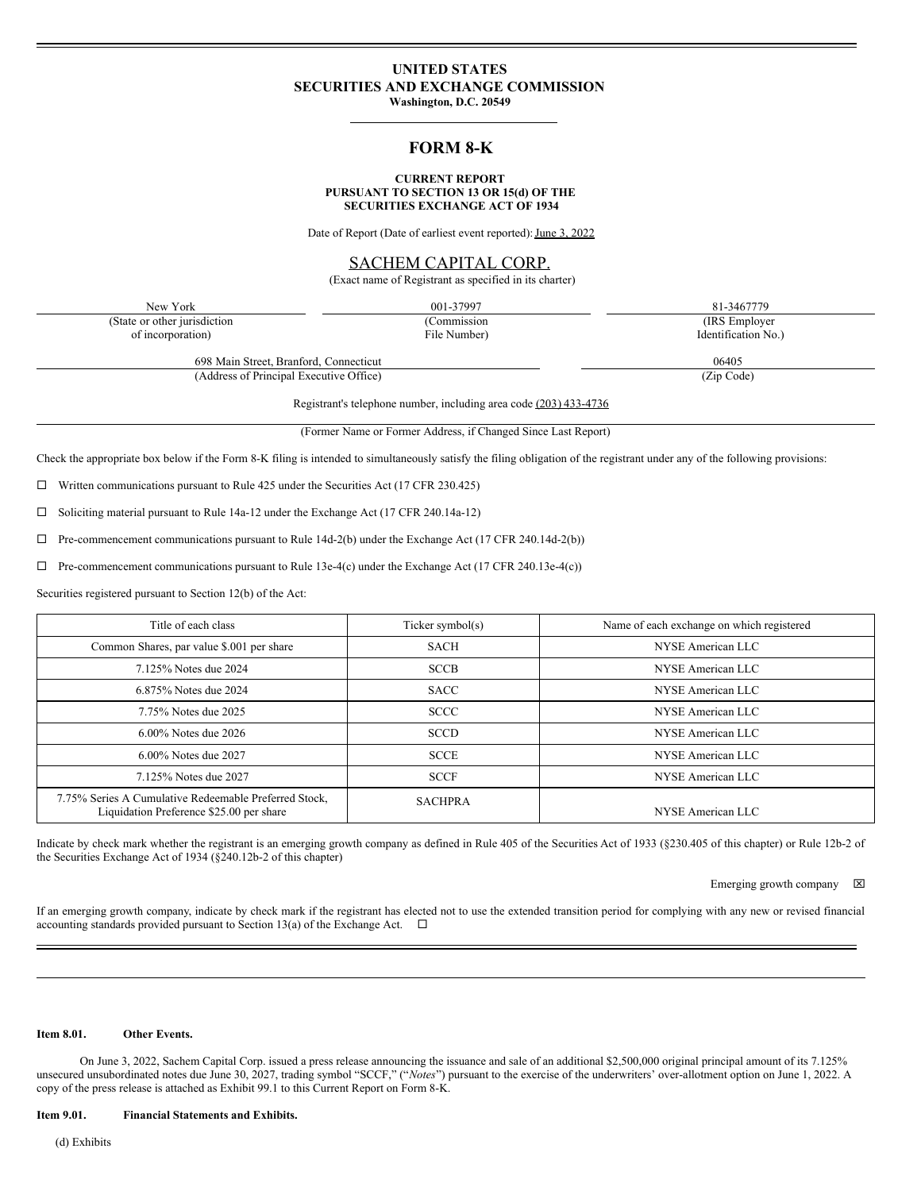# UNITED STATES
# SECURITIES AND EXCHANGE COMMISSION
**Washington, D.C. 20549**

## FORM 8-K

**CURRENT REPORT**
**PURSUANT TO SECTION 13 OR 15(d) OF THE**
**SECURITIES EXCHANGE ACT OF 1934**

Date of Report (Date of earliest event reported): June 3, 2022

SACHEM CAPITAL CORP.
(Exact name of Registrant as specified in its charter)

| New York | 001-37997 | 81-3467779 |
|---|---|---|
| (State or other jurisdiction of incorporation) | (Commission File Number) | (IRS Employer Identification No.) |

| 698 Main Street, Branford, Connecticut | 06405 |
|---|---|
| (Address of Principal Executive Office) | (Zip Code) |

Registrant's telephone number, including area code (203) 433-4736

(Former Name or Former Address, if Changed Since Last Report)

Check the appropriate box below if the Form 8-K filing is intended to simultaneously satisfy the filing obligation of the registrant under any of the following provisions:

☐ Written communications pursuant to Rule 425 under the Securities Act (17 CFR 230.425)

☐ Soliciting material pursuant to Rule 14a-12 under the Exchange Act (17 CFR 240.14a-12)

☐ Pre-commencement communications pursuant to Rule 14d-2(b) under the Exchange Act (17 CFR 240.14d-2(b))

☐ Pre-commencement communications pursuant to Rule 13e-4(c) under the Exchange Act (17 CFR 240.13e-4(c))

Securities registered pursuant to Section 12(b) of the Act:

| Title of each class | Ticker symbol(s) | Name of each exchange on which registered |
|---|---|---|
| Common Shares, par value $.001 per share | SACH | NYSE American LLC |
| 7.125% Notes due 2024 | SCCB | NYSE American LLC |
| 6.875% Notes due 2024 | SACC | NYSE American LLC |
| 7.75% Notes due 2025 | SCCC | NYSE American LLC |
| 6.00% Notes due 2026 | SCCD | NYSE American LLC |
| 6.00% Notes due 2027 | SCCE | NYSE American LLC |
| 7.125% Notes due 2027 | SCCF | NYSE American LLC |
| 7.75% Series A Cumulative Redeemable Preferred Stock, Liquidation Preference $25.00 per share | SACHPRA | NYSE American LLC |

Indicate by check mark whether the registrant is an emerging growth company as defined in Rule 405 of the Securities Act of 1933 (§230.405 of this chapter) or Rule 12b-2 of the Securities Exchange Act of 1934 (§240.12b-2 of this chapter)

Emerging growth company ☒

If an emerging growth company, indicate by check mark if the registrant has elected not to use the extended transition period for complying with any new or revised financial accounting standards provided pursuant to Section 13(a) of the Exchange Act. ☐

**Item 8.01. Other Events.**

On June 3, 2022, Sachem Capital Corp. issued a press release announcing the issuance and sale of an additional $2,500,000 original principal amount of its 7.125% unsecured unsubordinated notes due June 30, 2027, trading symbol "SCCF," ("*Notes*") pursuant to the exercise of the underwriters' over-allotment option on June 1, 2022. A copy of the press release is attached as Exhibit 99.1 to this Current Report on Form 8-K.

**Item 9.01. Financial Statements and Exhibits.**

(d) Exhibits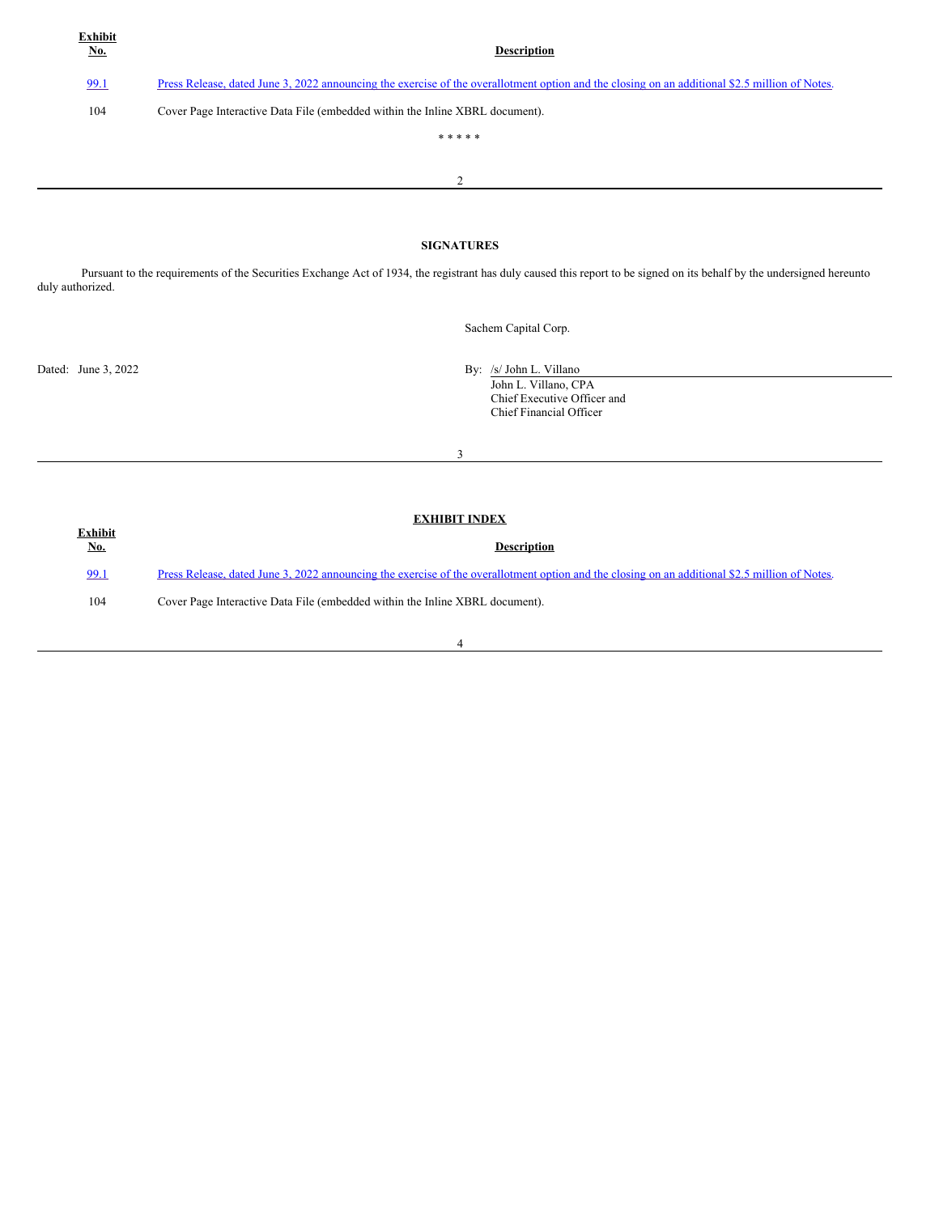| Exhibit No. | Description |
| --- | --- |
| 99.1 | Press Release, dated June 3, 2022 announcing the exercise of the overallotment option and the closing on an additional $2.5 million of Notes. |
| 104 | Cover Page Interactive Data File (embedded within the Inline XBRL document). |

\* \* \* \* \*

## SIGNATURES

Pursuant to the requirements of the Securities Exchange Act of 1934, the registrant has duly caused this report to be signed on its behalf by the undersigned hereunto duly authorized.

Sachem Capital Corp.

Dated: June 3, 2022

By: /s/ John L. Villano
John L. Villano, CPA
Chief Executive Officer and
Chief Financial Officer

## EXHIBIT INDEX

| Exhibit No. | Description |
| --- | --- |
| 99.1 | Press Release, dated June 3, 2022 announcing the exercise of the overallotment option and the closing on an additional $2.5 million of Notes. |
| 104 | Cover Page Interactive Data File (embedded within the Inline XBRL document). |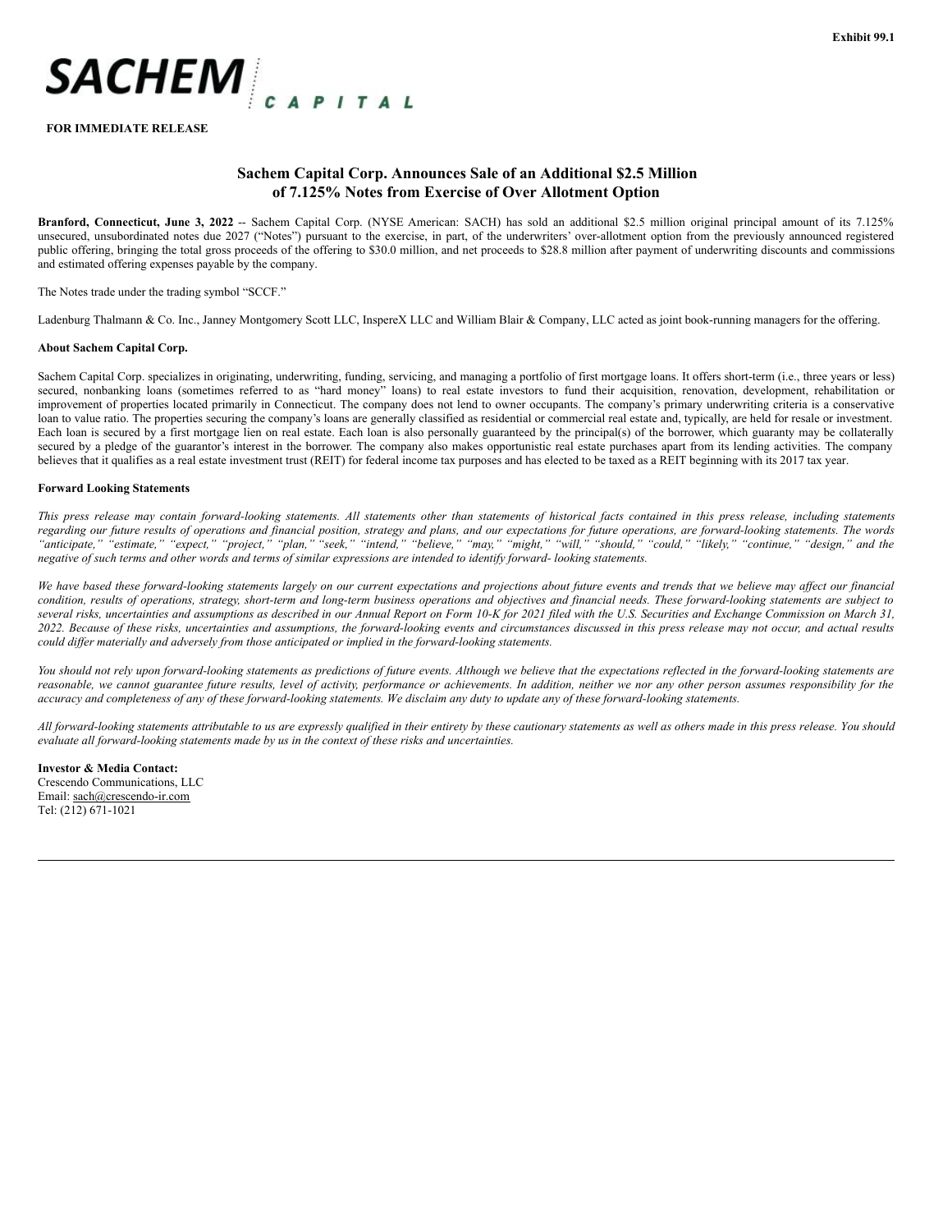Exhibit 99.1

SACHEM CAPITAL

**FOR IMMEDIATE RELEASE**

## Sachem Capital Corp. Announces Sale of an Additional $2.5 Million of 7.125% Notes from Exercise of Over Allotment Option

**Branford, Connecticut, June 3, 2022** -- Sachem Capital Corp. (NYSE American: SACH) has sold an additional $2.5 million original principal amount of its 7.125% unsecured, unsubordinated notes due 2027 ("Notes") pursuant to the exercise, in part, of the underwriters' over-allotment option from the previously announced registered public offering, bringing the total gross proceeds of the offering to $30.0 million, and net proceeds to $28.8 million after payment of underwriting discounts and commissions and estimated offering expenses payable by the company.

The Notes trade under the trading symbol "SCCF."

Ladenburg Thalmann & Co. Inc., Janney Montgomery Scott LLC, InspereX LLC and William Blair & Company, LLC acted as joint book-running managers for the offering.

**About Sachem Capital Corp.**

Sachem Capital Corp. specializes in originating, underwriting, funding, servicing, and managing a portfolio of first mortgage loans. It offers short-term (i.e., three years or less) secured, nonbanking loans (sometimes referred to as "hard money" loans) to real estate investors to fund their acquisition, renovation, development, rehabilitation or improvement of properties located primarily in Connecticut. The company does not lend to owner occupants. The company's primary underwriting criteria is a conservative loan to value ratio. The properties securing the company's loans are generally classified as residential or commercial real estate and, typically, are held for resale or investment. Each loan is secured by a first mortgage lien on real estate. Each loan is also personally guaranteed by the principal(s) of the borrower, which guaranty may be collaterally secured by a pledge of the guarantor's interest in the borrower. The company also makes opportunistic real estate purchases apart from its lending activities. The company believes that it qualifies as a real estate investment trust (REIT) for federal income tax purposes and has elected to be taxed as a REIT beginning with its 2017 tax year.

**Forward Looking Statements**

*This press release may contain forward-looking statements. All statements other than statements of historical facts contained in this press release, including statements regarding our future results of operations and financial position, strategy and plans, and our expectations for future operations, are forward-looking statements. The words "anticipate," "estimate," "expect," "project," "plan," "seek," "intend," "believe," "may," "might," "will," "should," "could," "likely," "continue," "design," and the negative of such terms and other words and terms of similar expressions are intended to identify forward- looking statements.*

*We have based these forward-looking statements largely on our current expectations and projections about future events and trends that we believe may affect our financial condition, results of operations, strategy, short-term and long-term business operations and objectives and financial needs. These forward-looking statements are subject to several risks, uncertainties and assumptions as described in our Annual Report on Form 10-K for 2021 filed with the U.S. Securities and Exchange Commission on March 31, 2022. Because of these risks, uncertainties and assumptions, the forward-looking events and circumstances discussed in this press release may not occur, and actual results could differ materially and adversely from those anticipated or implied in the forward-looking statements.*

*You should not rely upon forward-looking statements as predictions of future events. Although we believe that the expectations reflected in the forward-looking statements are reasonable, we cannot guarantee future results, level of activity, performance or achievements. In addition, neither we nor any other person assumes responsibility for the accuracy and completeness of any of these forward-looking statements. We disclaim any duty to update any of these forward-looking statements.*

*All forward-looking statements attributable to us are expressly qualified in their entirety by these cautionary statements as well as others made in this press release. You should evaluate all forward-looking statements made by us in the context of these risks and uncertainties.*

**Investor & Media Contact:**
Crescendo Communications, LLC
Email: sach@crescendo-ir.com
Tel: (212) 671-1021